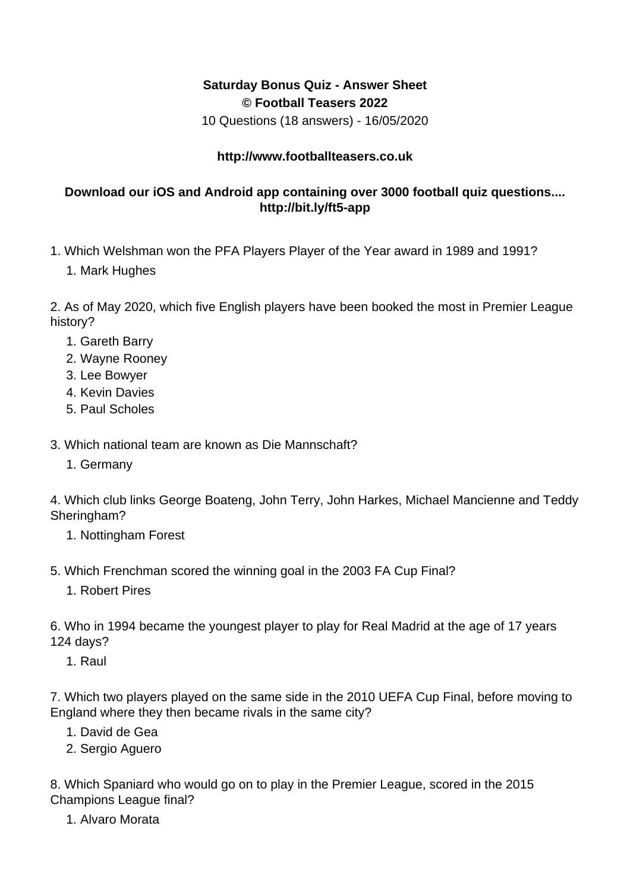**Saturday Bonus Quiz - Answer Sheet**
**© Football Teasers 2022**
10 Questions (18 answers) - 16/05/2020

**http://www.footballteasers.co.uk**

**Download our iOS and Android app containing over 3000 football quiz questions.... http://bit.ly/ft5-app**

1. Which Welshman won the PFA Players Player of the Year award in 1989 and 1991?
    1. Mark Hughes

2. As of May 2020, which five English players have been booked the most in Premier League history?
    1. Gareth Barry
    2. Wayne Rooney
    3. Lee Bowyer
    4. Kevin Davies
    5. Paul Scholes

3. Which national team are known as Die Mannschaft?
    1. Germany

4. Which club links George Boateng, John Terry, John Harkes, Michael Mancienne and Teddy Sheringham?
    1. Nottingham Forest

5. Which Frenchman scored the winning goal in the 2003 FA Cup Final?
    1. Robert Pires

6. Who in 1994 became the youngest player to play for Real Madrid at the age of 17 years 124 days?
    1. Raul

7. Which two players played on the same side in the 2010 UEFA Cup Final, before moving to England where they then became rivals in the same city?
    1. David de Gea
    2. Sergio Aguero

8. Which Spaniard who would go on to play in the Premier League, scored in the 2015 Champions League final?
    1. Alvaro Morata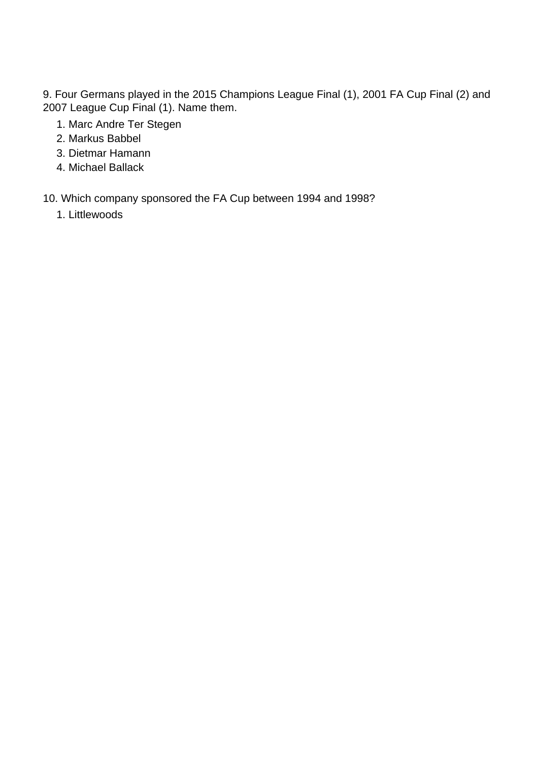9. Four Germans played in the 2015 Champions League Final (1), 2001 FA Cup Final (2) and 2007 League Cup Final (1). Name them.

1. Marc Andre Ter Stegen
2. Markus Babbel
3. Dietmar Hamann
4. Michael Ballack

10. Which company sponsored the FA Cup between 1994 and 1998?

1. Littlewoods